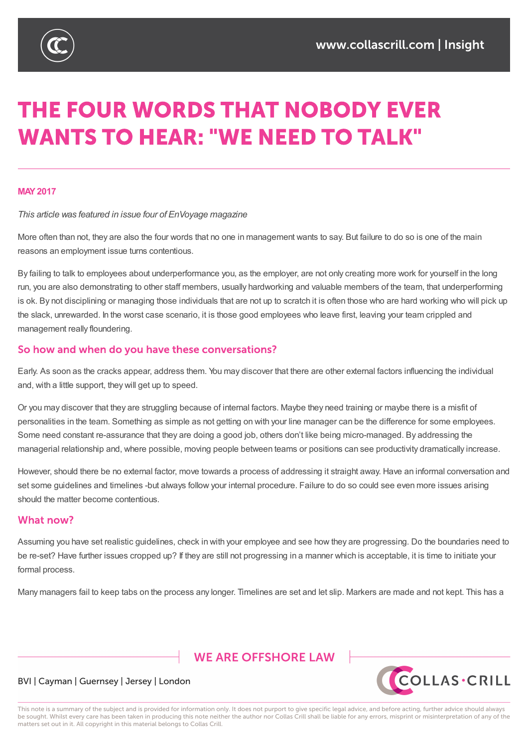# THE FOUR WORDS THAT NOBODY EVER WANTS TO HEAR: "WE NEED TO TALK"

**MAY 2017**

*This article was featured in issue four of EnVoyage magazine*

More often than not, they are also the four words that no one in management wants to say. But failure to do so is one of the main reasons an employment issue turns contentious.

By failing to talk to employees about underperformance you, as the employer, are not only creating more work for yourself in the long run, you are also demonstrating to other staff members, usually hardworking and valuable members of the team, that underperforming is ok. By not disciplining or managing those individuals that are not up to scratch it is often those who are hard working who will pick up the slack, unrewarded. In the worst case scenario, it is those good employees who leave first, leaving your team crippled and management really floundering.

## So how and when do you have these conversations?

Early. As soon as the cracks appear, address them. You may discover that there are other external factors influencing the individual and, with a little support, they will get up to speed.

Or you may discover that they are struggling because of internal factors. Maybe they need training or maybe there is a misfit of personalities in the team. Something as simple as not getting on with your line manager can be the difference for some employees. Some need constant re-assurance that they are doing a good job, others don't like being micro-managed. By addressing the managerial relationship and, where possible, moving people between teams or positions can see productivity dramatically increase.

However, should there be no external factor, move towards a process of addressing it straight away. Have an informal conversation and set some guidelines and timelines -but always follow your internal procedure. Failure to do so could see even more issues arising should the matter become contentious.

## What now?

Assuming you have set realistic guidelines, check in with your employee and see how they are progressing. Do the boundaries need to be re-set? Have further issues cropped up? If they are still not progressing in a manner which is acceptable, it is time to initiate your formal process.

Many managers fail to keep tabs on the process any longer. Timelines are set and let slip. Markers are made and not kept. This has a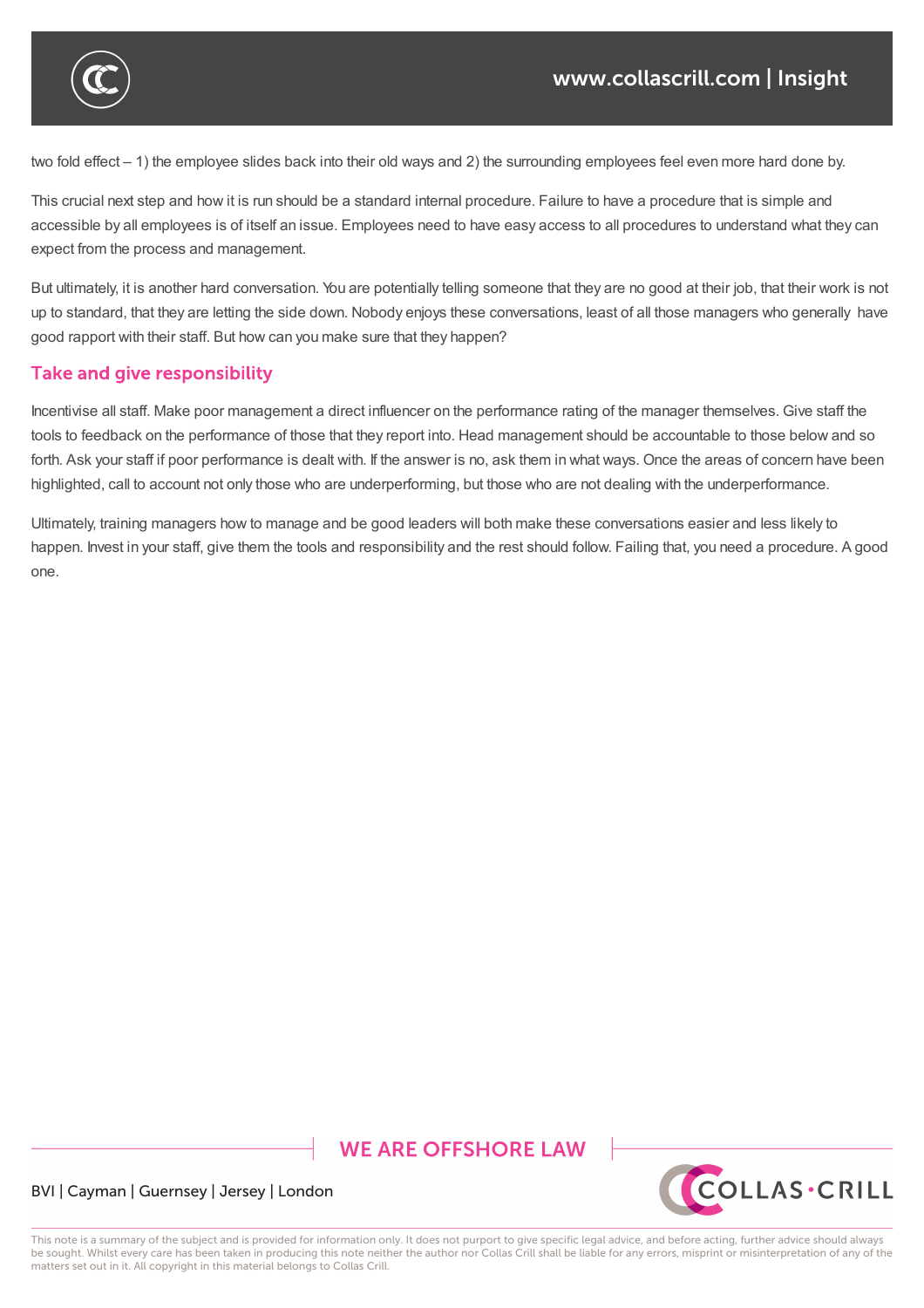two fold effect – 1) the employee slides back into their old ways and 2) the surrounding employees feel even more hard done by.

This crucial next step and how it is run should be a standard internal procedure. Failure to have a procedure that is simple and accessible by all employees is of itself an issue. Employees need to have easy access to all procedures to understand what they can expect from the process and management.

But ultimately, it is another hard conversation. You are potentially telling someone that they are no good at their job, that their work is not up to standard, that they are letting the side down. Nobody enjoys these conversations, least of all those managers who generally have good rapport with their staff. But how can you make sure that they happen?

## Take and give responsibility

Incentivise all staff. Make poor management a direct influencer on the performance rating of the manager themselves. Give staff the tools to feedback on the performance of those that they report into. Head management should be accountable to those below and so forth. Ask your staff if poor performance is dealt with. If the answer is no, ask them in what ways. Once the areas of concern have been highlighted, call to account not only those who are underperforming, but those who are not dealing with the underperformance.

Ultimately, training managers how to manage and be good leaders will both make these conversations easier and less likely to happen. Invest in your staff, give them the tools and responsibility and the rest should follow. Failing that, you need a procedure. A good one.

WE ARE OFFSHORE LAW

BVI | Cayman | Guernsey | Jersey | London

This note is a summary of the subject and is provided for information only. It does not purport to give specific legal advice, and before acting, further advice should always be sought. Whilst every care has been taken in producing this note neither the author nor Collas Crill shall be liable for any errors, misprint or misinterpretation of any of the matters set out in it. All copyright in this material belongs to Collas Crill.